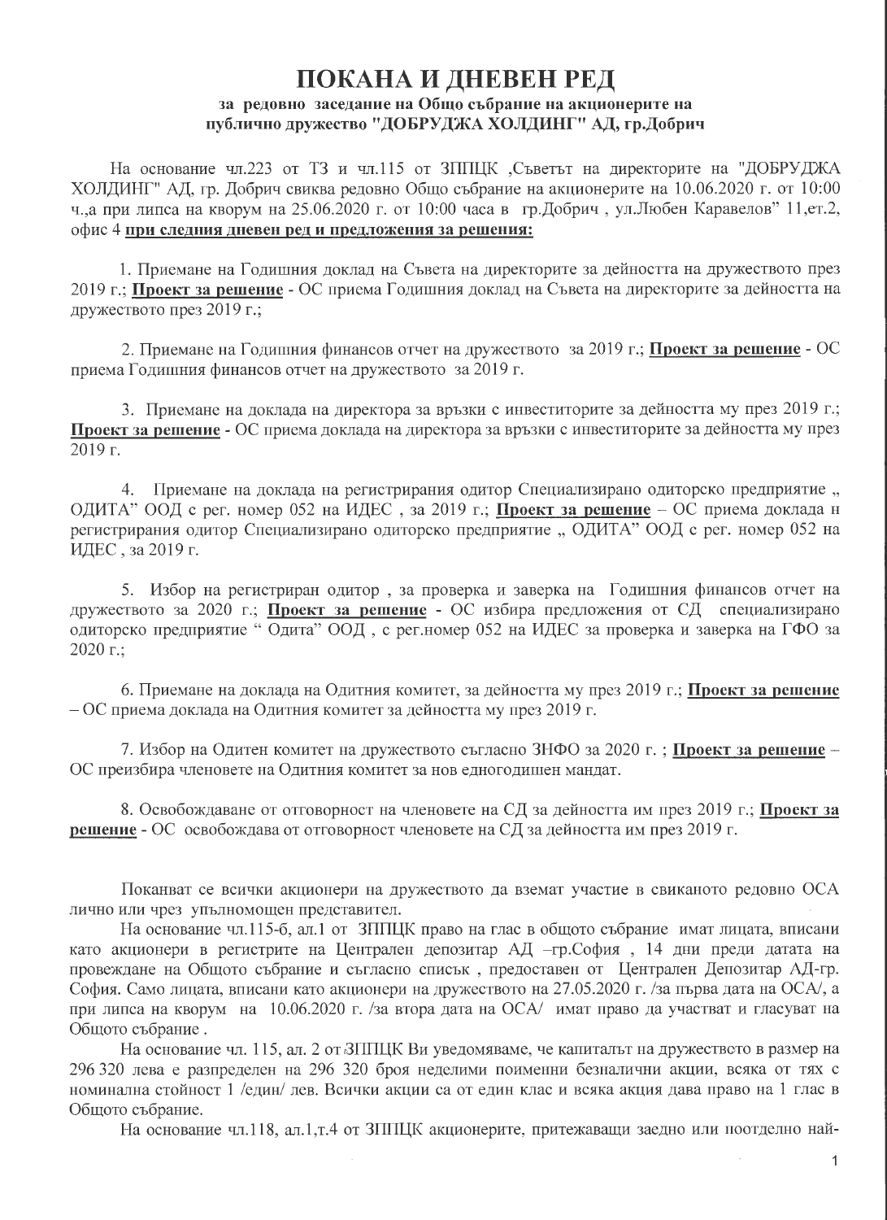# ПОКАНА И ДНЕВЕН РЕД

**за редовно заседание на Общо събрание на акционерите на публично дружество "ДОБРУДЖА ХОЛДИНГ" АД, гр.Добрич**

На основание чл.223 от ТЗ и чл.115 от ЗППЦК ,Съветът на директорите на "ДОБРУДЖА ХОЛДИНГ" АД, гр. Добрич свиква редовно Общо събрание на акционерите на 10.06.2020 г. от 10:00 ч.,а при липса на кворум на 25.06.2020 г. от 10:00 часа в гр.Добрич , ул.Любен Каравелов" 11,ет.2, офис 4 **при следния дневен ред и предложения за решения:**

1. Приемане на Годишния доклад на Съвета на директорите за дейността на дружеството през 2019 г.; **Проект за решение** - ОС приема Годишния доклад на Съвета на директорите за дейността на дружеството през 2019 г.;

2. Приемане на Годишния финансов отчет на дружеството за 2019 г.; **Проект за решение** - ОС приема Годишния финансов отчет на дружеството за 2019 г.

3. Приемане на доклада на директора за връзки с инвеститорите за дейността му през 2019 г.; **Проект за решение** - ОС приема доклада на директора за връзки с инвеститорите за дейността му през 2019 г.

4. Приемане на доклада на регистрирания одитор Специализирано одиторско предприятие „ ОДИТА" ООД с рег. номер 052 на ИДЕС , за 2019 г.; **Проект за решение** – ОС приема доклада н регистрирания одитор Специализирано одиторско предприятие „ ОДИТА" ООД с рег. номер 052 на ИДЕС , за 2019 г.

5. Избор на регистриран одитор , за проверка и заверка на Годишния финансов отчет на дружеството за 2020 г.; **Проект за решение** - ОС избира предложения от СД специализирано одиторско предприятие " Одита" ООД , с рег.номер 052 на ИДЕС за проверка и заверка на ГФО за 2020 г.;

6. Приемане на доклада на Одитния комитет, за дейността му през 2019 г.; **Проект за решение** – ОС приема доклада на Одитния комитет за дейността му през 2019 г.

7. Избор на Одитен комитет на дружеството съгласно ЗНФО за 2020 г. ; **Проект за решение** – ОС преизбира членовете на Одитния комитет за нов едногодишен мандат.

8. Освобождаване от отговорност на членовете на СД за дейността им през 2019 г.; **Проект за решение** - ОС освобождава от отговорност членовете на СД за дейността им през 2019 г.

Поканват се всички акционери на дружеството да вземат участие в свиканото редовно ОСА лично или чрез упълномощен представител.

На основание чл.115-б, ал.1 от ЗППЦК право на глас в общото събрание имат лицата, вписани като акционери в регистрите на Централен депозитар АД –гр.София , 14 дни преди датата на провеждане на Общото събрание и съгласно списък , предоставен от Централен Депозитар АД-гр. София. Само лицата, вписани като акционери на дружеството на 27.05.2020 г. /за първа дата на ОСА/, а при липса на кворум на 10.06.2020 г. /за втора дата на ОСА/ имат право да участват и гласуват на Общото събрание .

На основание чл. 115, ал. 2 от ЗППЦК Ви уведомяваме, че капиталът на дружеството в размер на 296 320 лева е разпределен на 296 320 броя неделими поименни безналични акции, всяка от тях с номинална стойност 1 /един/ лев. Всички акции са от един клас и всяка акция дава право на 1 глас в Общото събрание.

На основание чл.118, ал.1,т.4 от ЗППЦК акционерите, притежаващи заедно или поотделно най-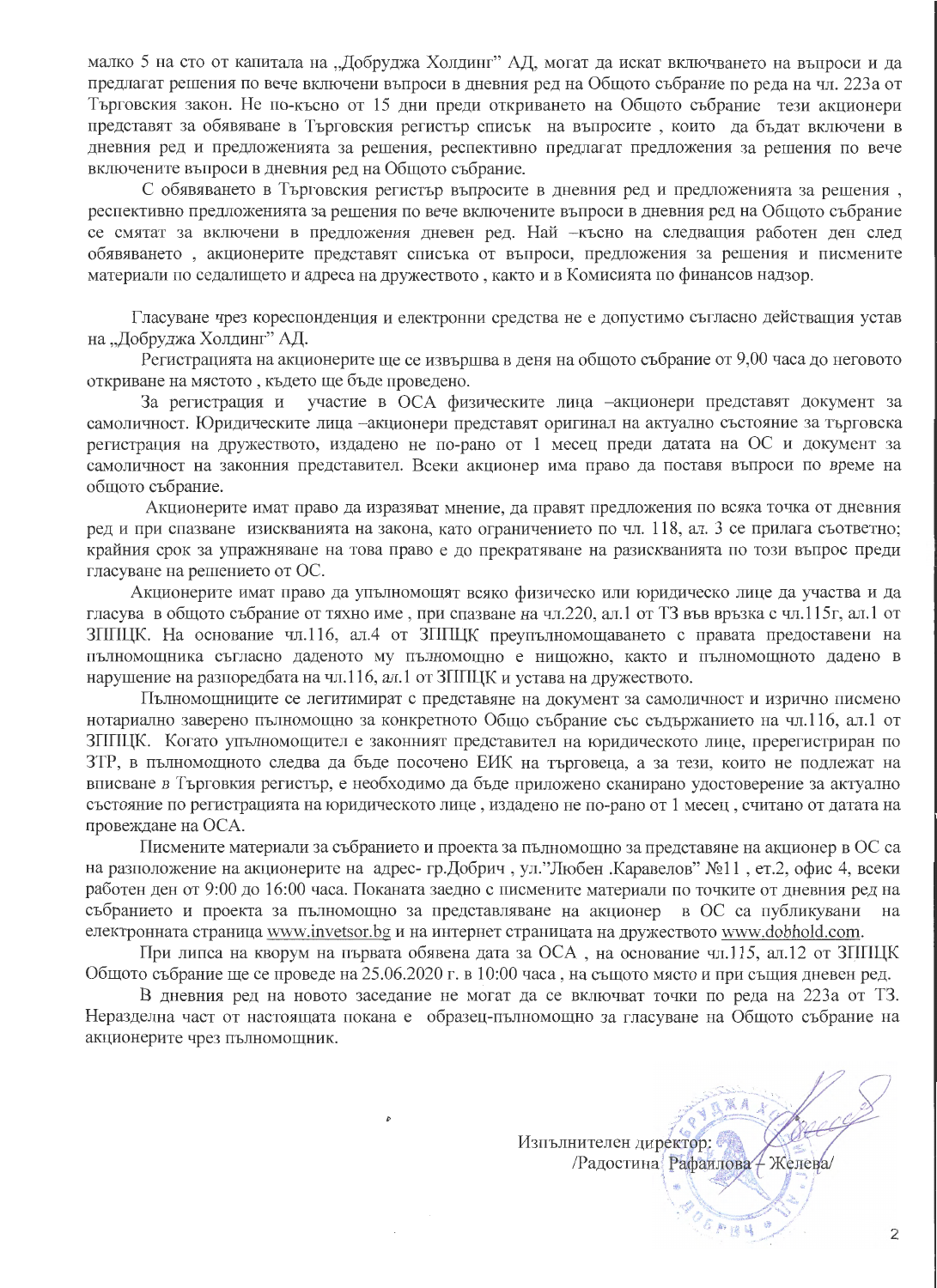малко 5 на сто от капитала на „Добруджа Холдинг" АД, могат да искат включването на въпроси и да предлагат решения по вече включени въпроси в дневния ред на Общото събрание по реда на чл. 223а от Търговския закон. Не по-късно от 15 дни преди откриването на Общото събрание тези акционери представят за обявяване в Търговския регистър списък на въпросите , които да бъдат включени в дневния ред и предложенията за решения, респективно предлагат предложения за решения по вече включените въпроси в дневния ред на Общото събрание.

С обявяването в Търговския регистър въпросите в дневния ред и предложенията за решения , респективно предложенията за решения по вече включените въпроси в дневния ред на Общото събрание се смятат за включени в предложения дневен ред. Най –късно на следващия работен ден след обявяването , акционерите представят списъка от въпроси, предложения за решения и писмените материали по седалището и адреса на дружеството , както и в Комисията по финансов надзор.

Гласуване чрез кореспонденция и електронни средства не е допустимо съгласно действащия устав на „Добруджа Холдинг" АД.

Регистрацията на акционерите ще се извършва в деня на общото събрание от 9,00 часа до неговото откриване на мястото , където ще бъде проведено.

За регистрация и участие в ОСА физическите лица –акционери представят документ за самоличност. Юридическите лица –акционери представят оригинал на актуално състояние за търговска регистрация на дружеството, издадено не по-рано от 1 месец преди датата на ОС и документ за самоличност на законния представител. Всеки акционер има право да поставя въпроси по време на общото събрание.

Акционерите имат право да изразяват мнение, да правят предложения по всяка точка от дневния ред и при спазване изискванията на закона, като ограничението по чл. 118, ал. 3 се прилага съответно; крайния срок за упражняване на това право е до прекратяване на разискванията по този въпрос преди гласуване на решението от ОС.

Акционерите имат право да упълномощят всяко физическо или юридическо лице да участва и да гласува в общото събрание от тяхно име , при спазване на чл.220, ал.1 от ТЗ във връзка с чл.115г, ал.1 от ЗППЦК. На основание чл.116, ал.4 от ЗППЦК преупълномощаването с правата предоставени на пълномощника съгласно даденото му пълномощно е нищожно, както и пълномощното дадено в нарушение на разпоредбата на чл.116, ал.1 от ЗППЦК и устава на дружеството.

Пълномощниците се легитимират с представяне на документ за самоличност и изрично писмено нотариално заверено пълномощно за конкретното Общо събрание със съдържанието на чл.116, ал.1 от ЗППЦК. Когато упълномощител е законният представител на юридическото лице, пререгистриран по ЗТР, в пълномощното следва да бъде посочено ЕИК на търговеца, а за тези, които не подлежат на вписване в Търговкия регистър, е необходимо да бъде приложено сканирано удостоверение за актуално състояние по регистрацията на юридическото лице , издадено не по-рано от 1 месец , считано от датата на провеждане на ОСА.

Писмените материали за събранието и проекта за пълномощно за представяне на акционер в ОС са на разположение на акционерите на адрес- гр.Добрич , ул."Любен .Каравелов" №11 , ет.2, офис 4, всеки работен ден от 9:00 до 16:00 часа. Поканата заедно с писмените материали по точките от дневния ред на събранието и проекта за пълномощно за представляване на акционер в ОС са публикувани на електронната страница www.invetsor.bg и на интернет страницата на дружеството www.dobhold.com.

При липса на кворум на първата обявена дата за ОСА , на основание чл.115, ал.12 от ЗППЦК Общото събрание ще се проведе на 25.06.2020 г. в 10:00 часа , на същото място и при същия дневен ред.

В дневния ред на новото заседание не могат да се включват точки по реда на 223а от ТЗ. Неразделна част от настоящата покана е образец-пълномощно за гласуване на Общото събрание на акционерите чрез пълномощник.

Изпълнителен директор:
/Радостина Рафаилова – Желева/